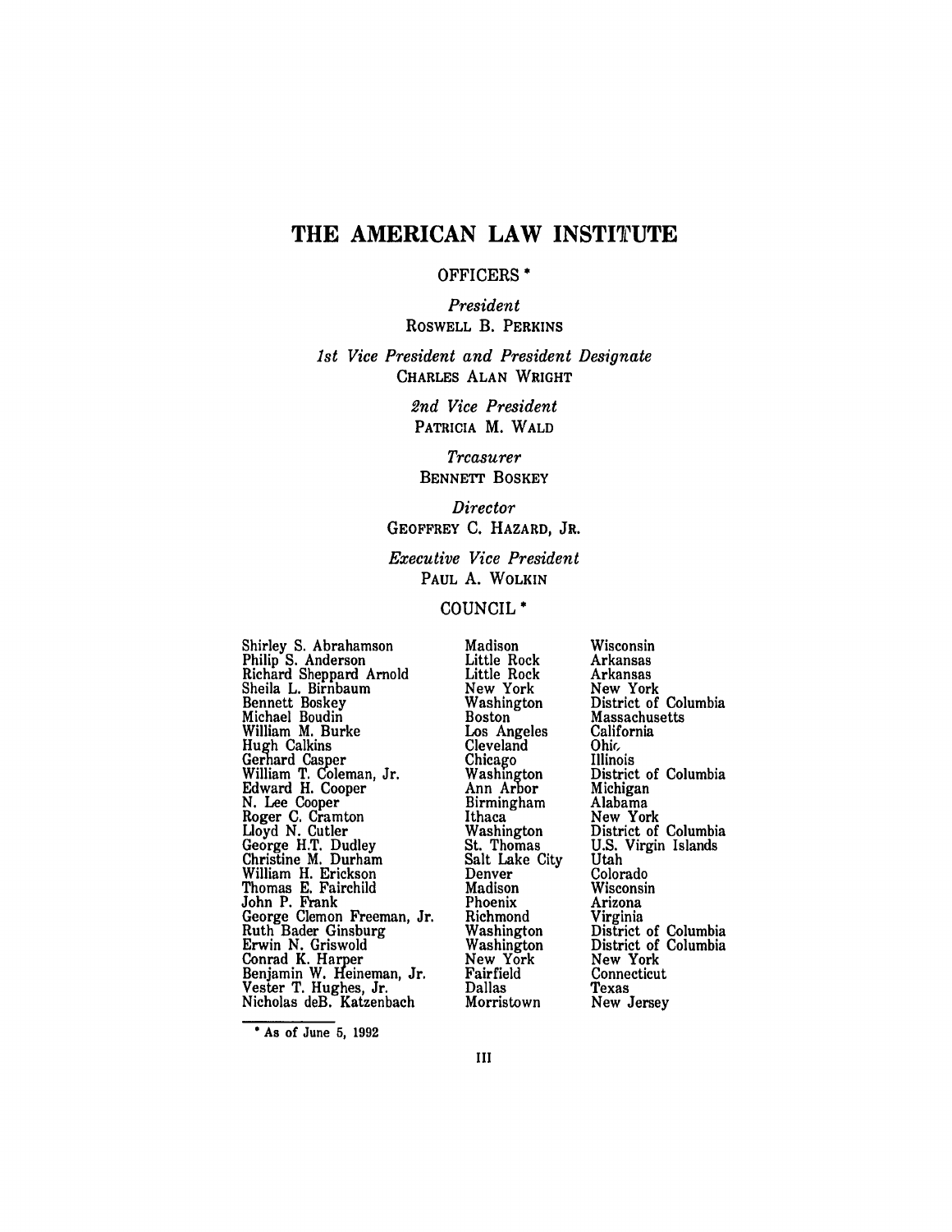# THE AMERICAN LAW INSTITUTE

## OFFICERS *

*President*
ROSWELL B. PERKINS

*1st Vice President and President Designate*
CHARLES ALAN WRIGHT

*2nd Vice President*
PATRICIA M. WALD

*Treasurer*
BENNETT BOSKEY

*Director*
GEOFFREY C. HAZARD, JR.

*Executive Vice President*
PAUL A. WOLKIN

## COUNCIL *

| | | |
|---|---|---|
| Shirley S. Abrahamson | Madison | Wisconsin |
| Philip S. Anderson | Little Rock | Arkansas |
| Richard Sheppard Arnold | Little Rock | Arkansas |
| Sheila L. Birnbaum | New York | New York |
| Bennett Boskey | Washington | District of Columbia |
| Michael Boudin | Boston | Massachusetts |
| William M. Burke | Los Angeles | California |
| Hugh Calkins | Cleveland | Ohio |
| Gerhard Casper | Chicago | Illinois |
| William T. Coleman, Jr. | Washington | District of Columbia |
| Edward H. Cooper | Ann Arbor | Michigan |
| N. Lee Cooper | Birmingham | Alabama |
| Roger C. Cramton | Ithaca | New York |
| Lloyd N. Cutler | Washington | District of Columbia |
| George H.T. Dudley | St. Thomas | U.S. Virgin Islands |
| Christine M. Durham | Salt Lake City | Utah |
| William H. Erickson | Denver | Colorado |
| Thomas E. Fairchild | Madison | Wisconsin |
| John P. Frank | Phoenix | Arizona |
| George Clemon Freeman, Jr. | Richmond | Virginia |
| Ruth Bader Ginsburg | Washington | District of Columbia |
| Erwin N. Griswold | Washington | District of Columbia |
| Conrad K. Harper | New York | New York |
| Benjamin W. Heineman, Jr. | Fairfield | Connecticut |
| Vester T. Hughes, Jr. | Dallas | Texas |
| Nicholas deB. Katzenbach | Morristown | New Jersey |

\* As of June 5, 1992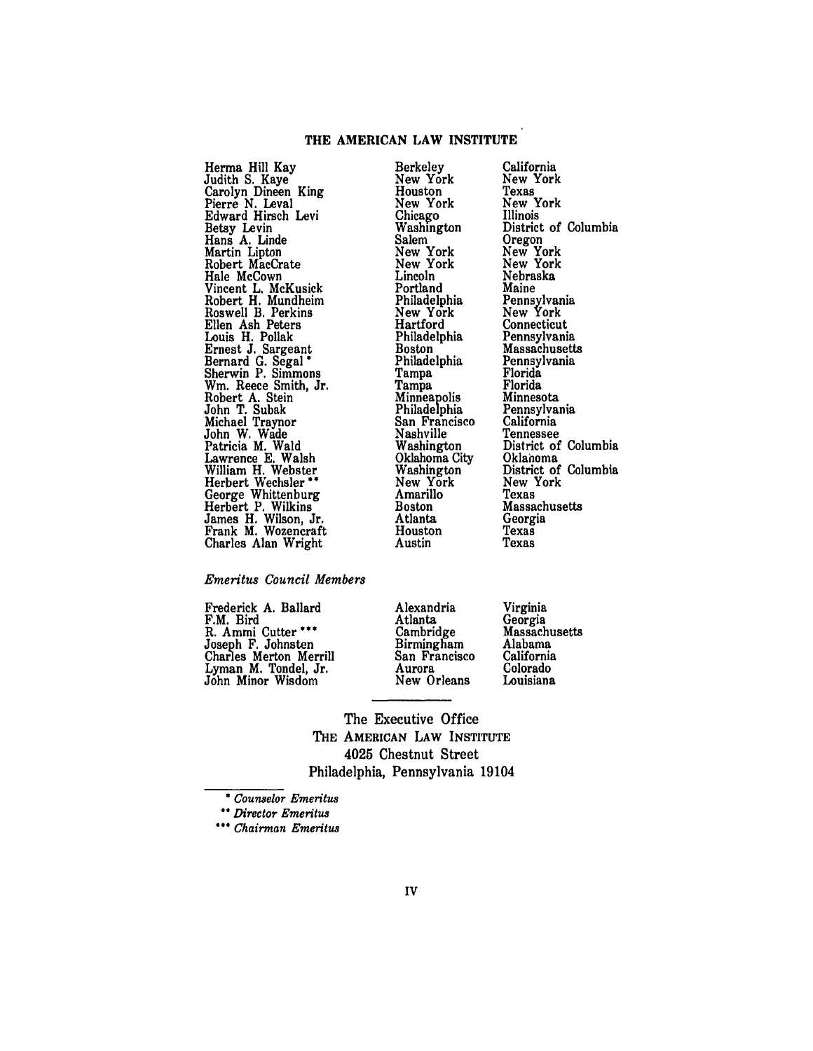THE AMERICAN LAW INSTITUTE

| | | |
|---|---|---|
| Herma Hill Kay | Berkeley | California |
| Judith S. Kaye | New York | New York |
| Carolyn Dineen King | Houston | Texas |
| Pierre N. Leval | New York | New York |
| Edward Hirsch Levi | Chicago | Illinois |
| Betsy Levin | Washington | District of Columbia |
| Hans A. Linde | Salem | Oregon |
| Martin Lipton | New York | New York |
| Robert MacCrate | New York | New York |
| Hale McCown | Lincoln | Nebraska |
| Vincent L. McKusick | Portland | Maine |
| Robert H. Mundheim | Philadelphia | Pennsylvania |
| Roswell B. Perkins | New York | New York |
| Ellen Ash Peters | Hartford | Connecticut |
| Louis H. Pollak | Philadelphia | Pennsylvania |
| Ernest J. Sargeant | Boston | Massachusetts |
| Bernard G. Segal * | Philadelphia | Pennsylvania |
| Sherwin P. Simmons | Tampa | Florida |
| Wm. Reece Smith, Jr. | Tampa | Florida |
| Robert A. Stein | Minneapolis | Minnesota |
| John T. Subak | Philadelphia | Pennsylvania |
| Michael Traynor | San Francisco | California |
| John W. Wade | Nashville | Tennessee |
| Patricia M. Wald | Washington | District of Columbia |
| Lawrence E. Walsh | Oklahoma City | Oklahoma |
| William H. Webster | Washington | District of Columbia |
| Herbert Wechsler ** | New York | New York |
| George Whittenburg | Amarillo | Texas |
| Herbert P. Wilkins | Boston | Massachusetts |
| James H. Wilson, Jr. | Atlanta | Georgia |
| Frank M. Wozencraft | Houston | Texas |
| Charles Alan Wright | Austin | Texas |

*Emeritus Council Members*

| | | |
|---|---|---|
| Frederick A. Ballard | Alexandria | Virginia |
| F.M. Bird | Atlanta | Georgia |
| R. Ammi Cutter *** | Cambridge | Massachusetts |
| Joseph F. Johnsten | Birmingham | Alabama |
| Charles Merton Merrill | San Francisco | California |
| Lyman M. Tondel, Jr. | Aurora | Colorado |
| John Minor Wisdom | New Orleans | Louisiana |

The Executive Office
THE AMERICAN LAW INSTITUTE
4025 Chestnut Street
Philadelphia, Pennsylvania 19104

\* *Counselor Emeritus*

\*\* *Director Emeritus*

\*\*\* *Chairman Emeritus*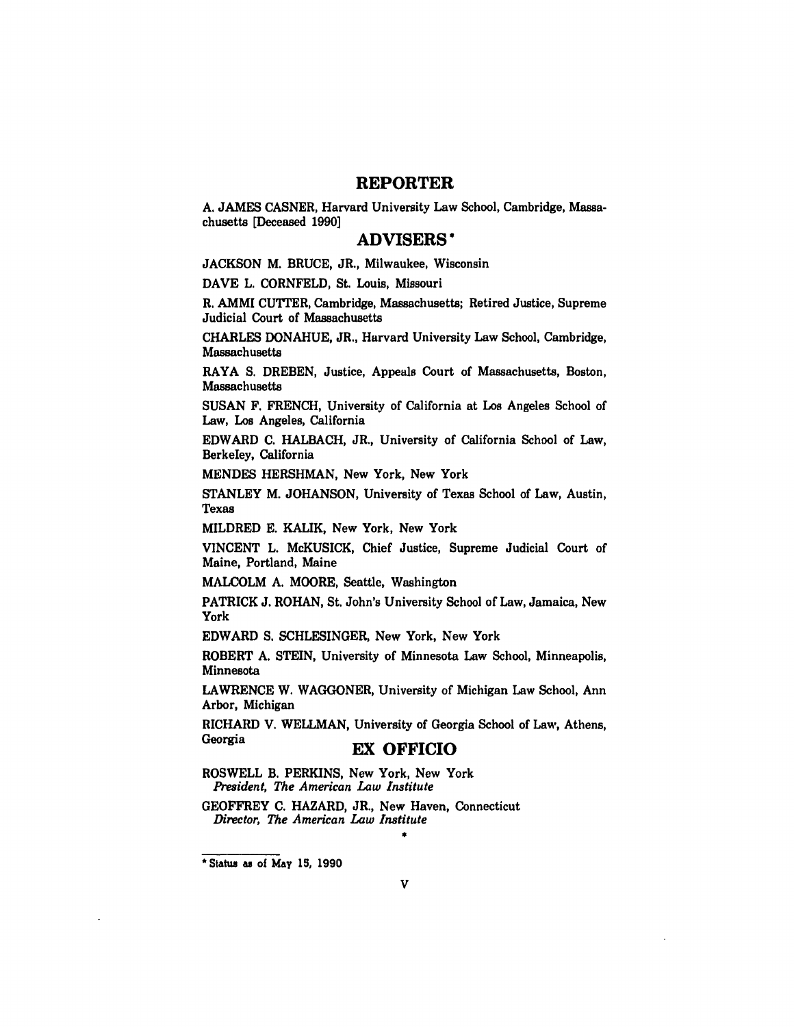## REPORTER

A. JAMES CASNER, Harvard University Law School, Cambridge, Massachusetts [Deceased 1990]

## ADVISERS*

JACKSON M. BRUCE, JR., Milwaukee, Wisconsin

DAVE L. CORNFELD, St. Louis, Missouri

R. AMMI CUTTER, Cambridge, Massachusetts; Retired Justice, Supreme Judicial Court of Massachusetts

CHARLES DONAHUE, JR., Harvard University Law School, Cambridge, Massachusetts

RAYA S. DREBEN, Justice, Appeals Court of Massachusetts, Boston, Massachusetts

SUSAN F. FRENCH, University of California at Los Angeles School of Law, Los Angeles, California

EDWARD C. HALBACH, JR., University of California School of Law, Berkeley, California

MENDES HERSHMAN, New York, New York

STANLEY M. JOHANSON, University of Texas School of Law, Austin, Texas

MILDRED E. KALIK, New York, New York

VINCENT L. McKUSICK, Chief Justice, Supreme Judicial Court of Maine, Portland, Maine

MALCOLM A. MOORE, Seattle, Washington

PATRICK J. ROHAN, St. John's University School of Law, Jamaica, New York

EDWARD S. SCHLESINGER, New York, New York

ROBERT A. STEIN, University of Minnesota Law School, Minneapolis, Minnesota

LAWRENCE W. WAGGONER, University of Michigan Law School, Ann Arbor, Michigan

RICHARD V. WELLMAN, University of Georgia School of Law, Athens, Georgia

## EX OFFICIO

ROSWELL B. PERKINS, New York, New York
*President, The American Law Institute*

GEOFFREY C. HAZARD, JR., New Haven, Connecticut
*Director, The American Law Institute*

\* Status as of May 15, 1990